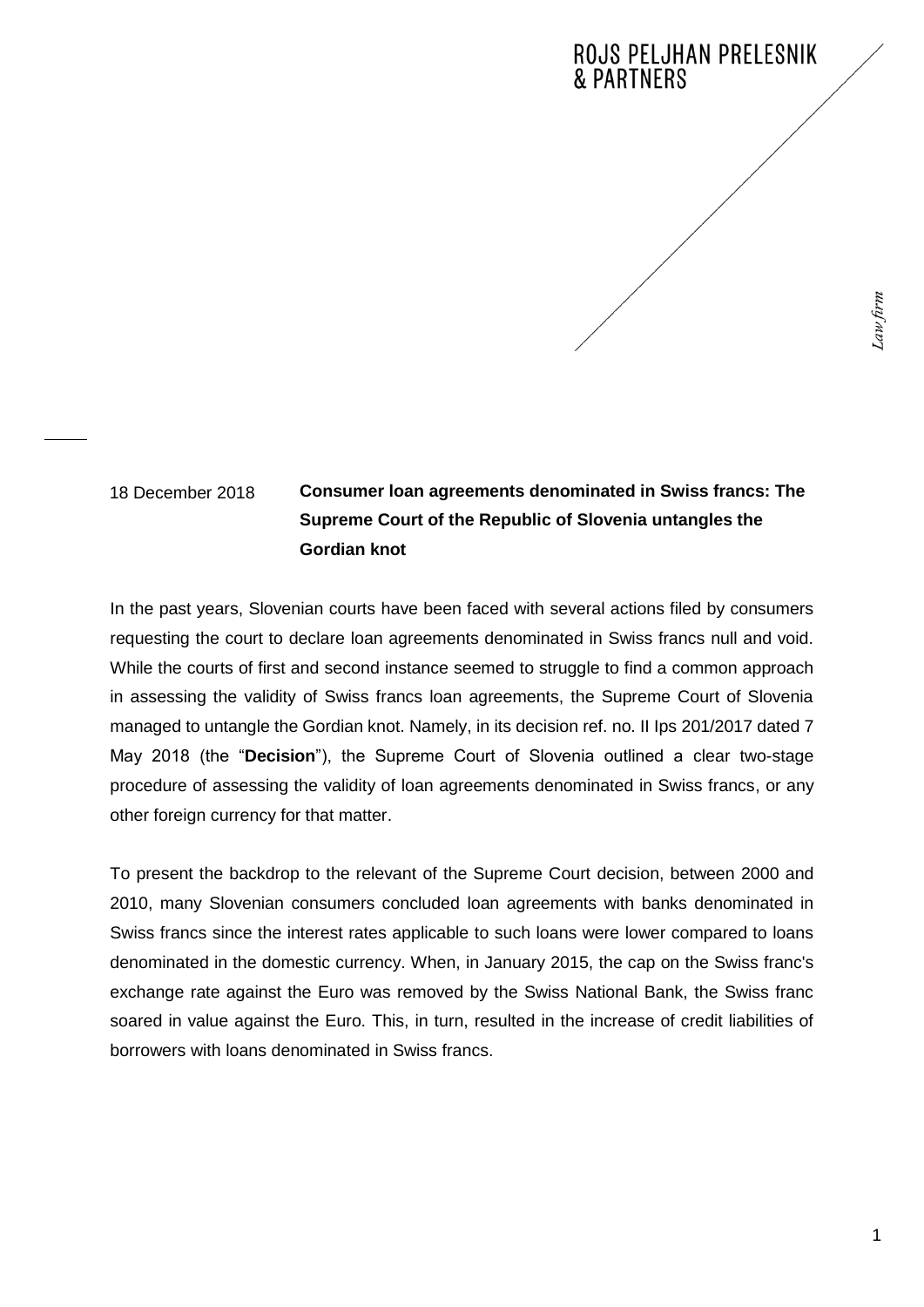ROJS PELJHAN PRELESNIK & PARTNERS

*Law firm*

18 December 2018

# Consumer loan agreements denominated in Swiss francs: The Supreme Court of the Republic of Slovenia untangles the Gordian knot

In the past years, Slovenian courts have been faced with several actions filed by consumers requesting the court to declare loan agreements denominated in Swiss francs null and void. While the courts of first and second instance seemed to struggle to find a common approach in assessing the validity of Swiss francs loan agreements, the Supreme Court of Slovenia managed to untangle the Gordian knot. Namely, in its decision ref. no. II Ips 201/2017 dated 7 May 2018 (the "**Decision**"), the Supreme Court of Slovenia outlined a clear two-stage procedure of assessing the validity of loan agreements denominated in Swiss francs, or any other foreign currency for that matter.

To present the backdrop to the relevant of the Supreme Court decision, between 2000 and 2010, many Slovenian consumers concluded loan agreements with banks denominated in Swiss francs since the interest rates applicable to such loans were lower compared to loans denominated in the domestic currency. When, in January 2015, the cap on the Swiss franc's exchange rate against the Euro was removed by the Swiss National Bank, the Swiss franc soared in value against the Euro. This, in turn, resulted in the increase of credit liabilities of borrowers with loans denominated in Swiss francs.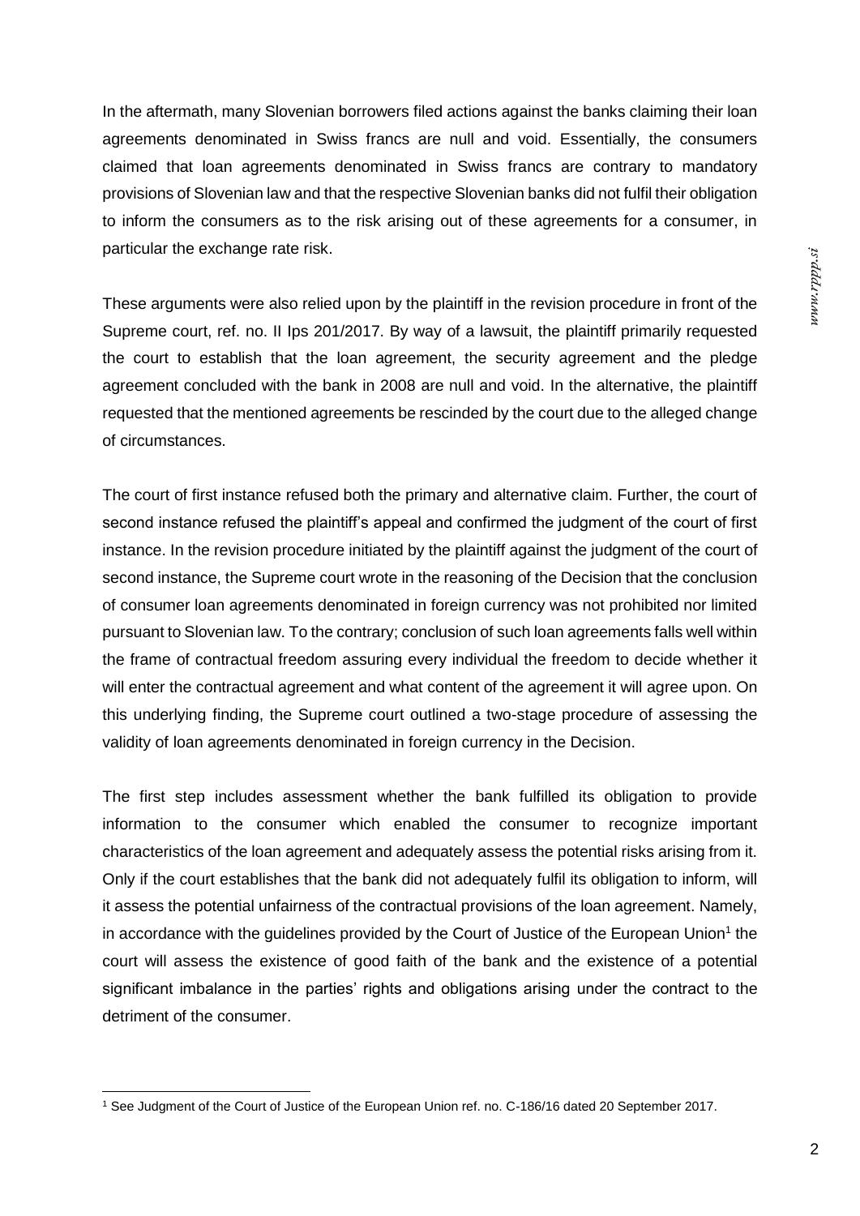In the aftermath, many Slovenian borrowers filed actions against the banks claiming their loan agreements denominated in Swiss francs are null and void. Essentially, the consumers claimed that loan agreements denominated in Swiss francs are contrary to mandatory provisions of Slovenian law and that the respective Slovenian banks did not fulfil their obligation to inform the consumers as to the risk arising out of these agreements for a consumer, in particular the exchange rate risk.

These arguments were also relied upon by the plaintiff in the revision procedure in front of the Supreme court, ref. no. II Ips 201/2017. By way of a lawsuit, the plaintiff primarily requested the court to establish that the loan agreement, the security agreement and the pledge agreement concluded with the bank in 2008 are null and void. In the alternative, the plaintiff requested that the mentioned agreements be rescinded by the court due to the alleged change of circumstances.

The court of first instance refused both the primary and alternative claim. Further, the court of second instance refused the plaintiff's appeal and confirmed the judgment of the court of first instance. In the revision procedure initiated by the plaintiff against the judgment of the court of second instance, the Supreme court wrote in the reasoning of the Decision that the conclusion of consumer loan agreements denominated in foreign currency was not prohibited nor limited pursuant to Slovenian law. To the contrary; conclusion of such loan agreements falls well within the frame of contractual freedom assuring every individual the freedom to decide whether it will enter the contractual agreement and what content of the agreement it will agree upon. On this underlying finding, the Supreme court outlined a two-stage procedure of assessing the validity of loan agreements denominated in foreign currency in the Decision.

The first step includes assessment whether the bank fulfilled its obligation to provide information to the consumer which enabled the consumer to recognize important characteristics of the loan agreement and adequately assess the potential risks arising from it. Only if the court establishes that the bank did not adequately fulfil its obligation to inform, will it assess the potential unfairness of the contractual provisions of the loan agreement. Namely, in accordance with the guidelines provided by the Court of Justice of the European Union[1] the court will assess the existence of good faith of the bank and the existence of a potential significant imbalance in the parties' rights and obligations arising under the contract to the detriment of the consumer.

[1] See Judgment of the Court of Justice of the European Union ref. no. C-186/16 dated 20 September 2017.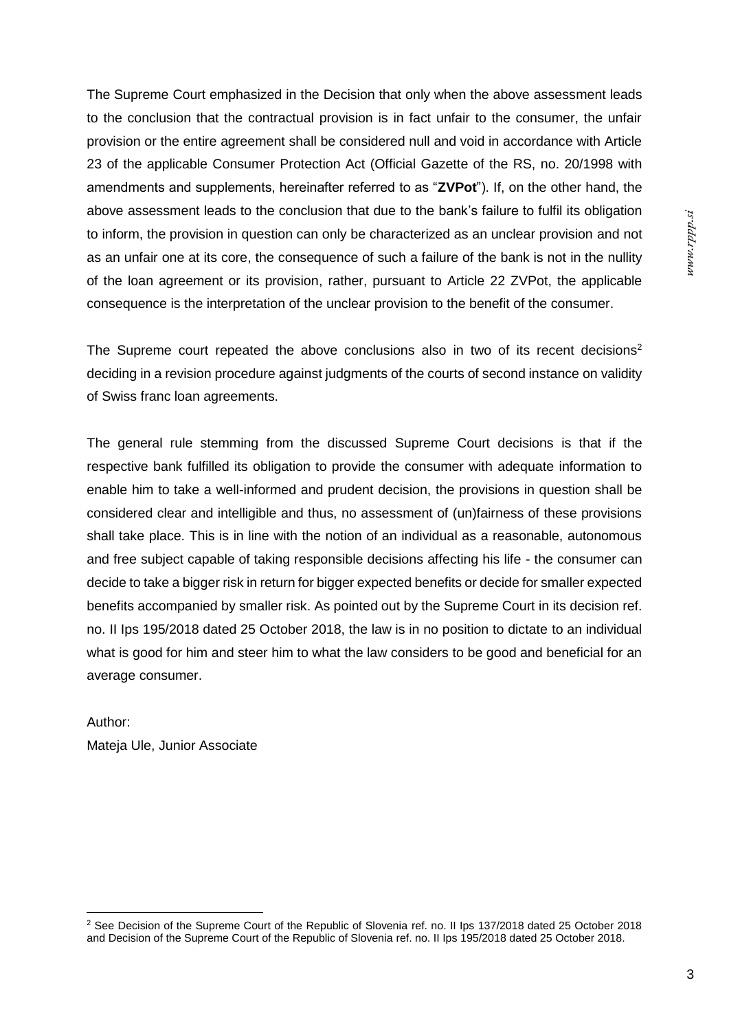The Supreme Court emphasized in the Decision that only when the above assessment leads to the conclusion that the contractual provision is in fact unfair to the consumer, the unfair provision or the entire agreement shall be considered null and void in accordance with Article 23 of the applicable Consumer Protection Act (Official Gazette of the RS, no. 20/1998 with amendments and supplements, hereinafter referred to as "**ZVPot**"). If, on the other hand, the above assessment leads to the conclusion that due to the bank's failure to fulfil its obligation to inform, the provision in question can only be characterized as an unclear provision and not as an unfair one at its core, the consequence of such a failure of the bank is not in the nullity of the loan agreement or its provision, rather, pursuant to Article 22 ZVPot, the applicable consequence is the interpretation of the unclear provision to the benefit of the consumer.

The Supreme court repeated the above conclusions also in two of its recent decisions[2] deciding in a revision procedure against judgments of the courts of second instance on validity of Swiss franc loan agreements.

The general rule stemming from the discussed Supreme Court decisions is that if the respective bank fulfilled its obligation to provide the consumer with adequate information to enable him to take a well-informed and prudent decision, the provisions in question shall be considered clear and intelligible and thus, no assessment of (un)fairness of these provisions shall take place. This is in line with the notion of an individual as a reasonable, autonomous and free subject capable of taking responsible decisions affecting his life - the consumer can decide to take a bigger risk in return for bigger expected benefits or decide for smaller expected benefits accompanied by smaller risk. As pointed out by the Supreme Court in its decision ref. no. II Ips 195/2018 dated 25 October 2018, the law is in no position to dictate to an individual what is good for him and steer him to what the law considers to be good and beneficial for an average consumer.

Author:
Mateja Ule, Junior Associate

[2] See Decision of the Supreme Court of the Republic of Slovenia ref. no. II Ips 137/2018 dated 25 October 2018 and Decision of the Supreme Court of the Republic of Slovenia ref. no. II Ips 195/2018 dated 25 October 2018.